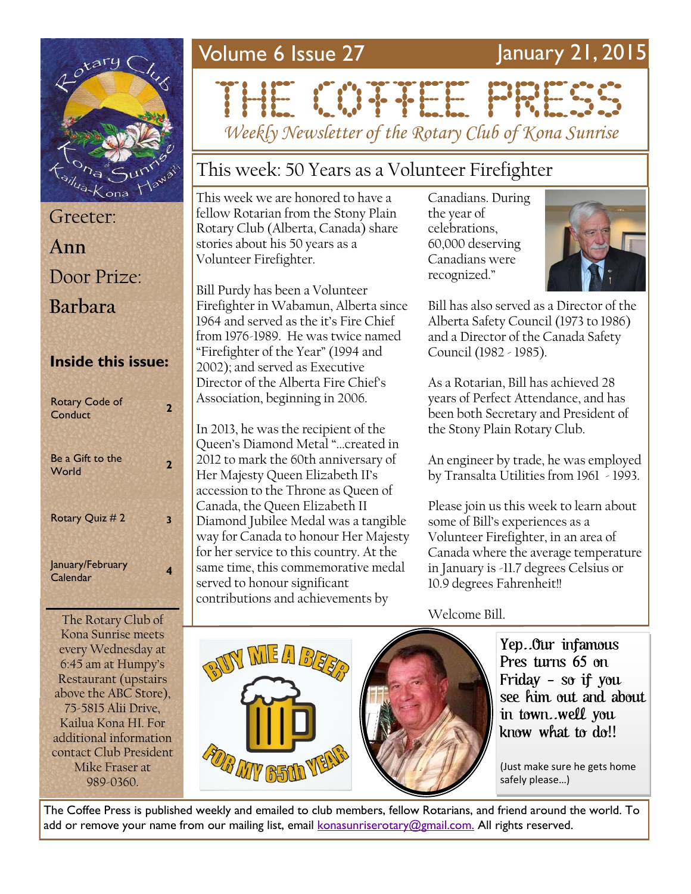# THE COFFEE PRESS

*Weekly Newsletter of the Rotary Club of Kona Sunrise*

Volume 6 Issue 27 — January 21, 2015

Greeter: **Ann**

Door Prize: **Barbara**

**Inside this issue:**

| | |
|---|---|
| Rotary Code of Conduct | 2 |
| Be a Gift to the World | 2 |
| Rotary Quiz # 2 | 3 |
| January/February Calendar | 4 |

The Rotary Club of Kona Sunrise meets every Wednesday at 6:45 am at Humpy's Restaurant (upstairs above the ABC Store), 75-5815 Alii Drive, Kailua Kona HI. For additional information contact Club President Mike Fraser at 989-0360.

## This week: 50 Years as a Volunteer Firefighter

This week we are honored to have a fellow Rotarian from the Stony Plain Rotary Club (Alberta, Canada) share stories about his 50 years as a Volunteer Firefighter.

Bill Purdy has been a Volunteer Firefighter in Wabamun, Alberta since 1964 and served as the it's Fire Chief from 1976-1989. He was twice named "Firefighter of the Year" (1994 and 2002); and served as Executive Director of the Alberta Fire Chief's Association, beginning in 2006.

In 2013, he was the recipient of the Queen's Diamond Metal "…created in 2012 to mark the 60th anniversary of Her Majesty Queen Elizabeth II's accession to the Throne as Queen of Canada, the Queen Elizabeth II Diamond Jubilee Medal was a tangible way for Canada to honour Her Majesty for her service to this country. At the same time, this commemorative medal served to honour significant contributions and achievements by Canadians. During the year of celebrations, 60,000 deserving Canadians were recognized."

Bill has also served as a Director of the Alberta Safety Council (1973 to 1986) and a Director of the Canada Safety Council (1982 - 1985).

As a Rotarian, Bill has achieved 28 years of Perfect Attendance, and has been both Secretary and President of the Stony Plain Rotary Club.

An engineer by trade, he was employed by Transalta Utilities from 1961 - 1993.

Please join us this week to learn about some of Bill's experiences as a Volunteer Firefighter, in an area of Canada where the average temperature in January is -11.7 degrees Celsius or 10.9 degrees Fahrenheit!!

Welcome Bill.

BUY ME A BEER FOR MY 65th YEAR

Yep..Our infamous Pres turns 65 on Friday - so if you see him out and about in town..well you know what to do!!

(Just make sure he gets home safely please…)

The Coffee Press is published weekly and emailed to club members, fellow Rotarians, and friend around the world. To add or remove your name from our mailing list, email konasunriserotary@gmail.com. All rights reserved.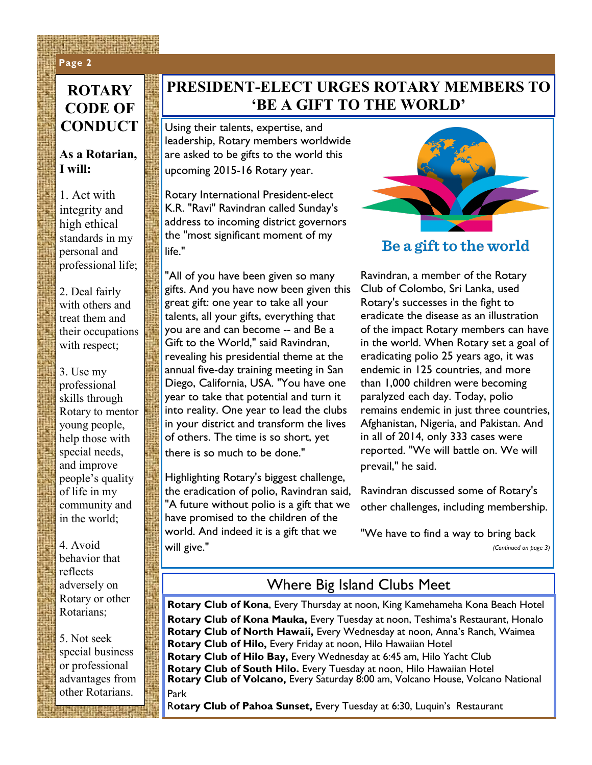## ROTARY CODE OF CONDUCT

**As a Rotarian, I will:**

1. Act with integrity and high ethical standards in my personal and professional life;

2. Deal fairly with others and treat them and their occupations with respect;

3. Use my professional skills through Rotary to mentor young people, help those with special needs, and improve people's quality of life in my community and in the world;

4. Avoid behavior that reflects adversely on Rotary or other Rotarians;

5. Not seek special business or professional advantages from other Rotarians.

## PRESIDENT-ELECT URGES ROTARY MEMBERS TO 'BE A GIFT TO THE WORLD'

Using their talents, expertise, and leadership, Rotary members worldwide are asked to be gifts to the world this upcoming 2015-16 Rotary year.

Rotary International President-elect K.R. "Ravi" Ravindran called Sunday's address to incoming district governors the "most significant moment of my life."

"All of you have been given so many gifts. And you have now been given this great gift: one year to take all your talents, all your gifts, everything that you are and can become -- and Be a Gift to the World," said Ravindran, revealing his presidential theme at the annual five-day training meeting in San Diego, California, USA. "You have one year to take that potential and turn it into reality. One year to lead the clubs in your district and transform the lives of others. The time is so short, yet there is so much to be done."

Highlighting Rotary's biggest challenge, the eradication of polio, Ravindran said, "A future without polio is a gift that we have promised to the children of the world. And indeed it is a gift that we will give."

Be a gift to the world

Ravindran, a member of the Rotary Club of Colombo, Sri Lanka, used Rotary's successes in the fight to eradicate the disease as an illustration of the impact Rotary members can have in the world. When Rotary set a goal of eradicating polio 25 years ago, it was endemic in 125 countries, and more than 1,000 children were becoming paralyzed each day. Today, polio remains endemic in just three countries, Afghanistan, Nigeria, and Pakistan. And in all of 2014, only 333 cases were reported. "We will battle on. We will prevail," he said.

Ravindran discussed some of Rotary's other challenges, including membership.

"We have to find a way to bring back

*(Continued on page 3)*

## Where Big Island Clubs Meet

**Rotary Club of Kona**, Every Thursday at noon, King Kamehameha Kona Beach Hotel
**Rotary Club of Kona Mauka,** Every Tuesday at noon, Teshima's Restaurant, Honalo
**Rotary Club of North Hawaii,** Every Wednesday at noon, Anna's Ranch, Waimea
**Rotary Club of Hilo,** Every Friday at noon, Hilo Hawaiian Hotel
**Rotary Club of Hilo Bay,** Every Wednesday at 6:45 am, Hilo Yacht Club
**Rotary Club of South Hilo.** Every Tuesday at noon, Hilo Hawaiian Hotel
**Rotary Club of Volcano,** Every Saturday 8:00 am, Volcano House, Volcano National Park
**Rotary Club of Pahoa Sunset,** Every Tuesday at 6:30, Luquin's Restaurant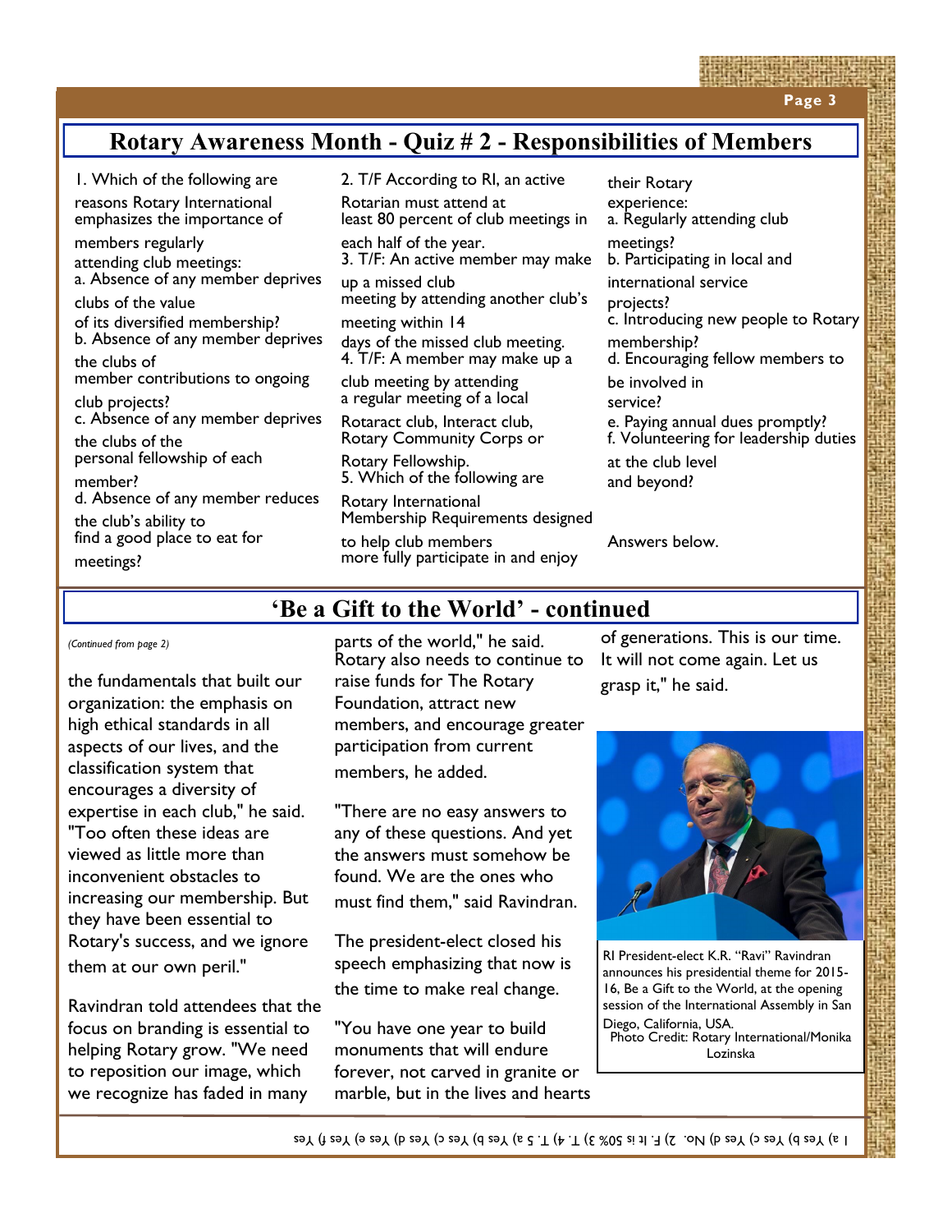## Rotary Awareness Month - Quiz # 2 - Responsibilities of Members

1. Which of the following are reasons Rotary International emphasizes the importance of members regularly attending club meetings:
   a. Absence of any member deprives clubs of the value of its diversified membership?
   b. Absence of any member deprives the clubs of member contributions to ongoing club projects?
   c. Absence of any member deprives the clubs of the personal fellowship of each member?
   d. Absence of any member reduces the club's ability to find a good place to eat for meetings?

2. T/F According to RI, an active Rotarian must attend at least 80 percent of club meetings in each half of the year.

3. T/F: An active member may make up a missed club meeting by attending another club's meeting within 14 days of the missed club meeting.

4. T/F: A member may make up a club meeting by attending a regular meeting of a local Rotaract club, Interact club, Rotary Community Corps or Rotary Fellowship.

5. Which of the following are Rotary International Membership Requirements designed to help club members more fully participate in and enjoy their Rotary experience:
   a. Regularly attending club meetings?
   b. Participating in local and international service projects?
   c. Introducing new people to Rotary membership?
   d. Encouraging fellow members to be involved in service?
   e. Paying annual dues promptly?
   f. Volunteering for leadership duties at the club level and beyond?

Answers below.

## 'Be a Gift to the World' - continued

*(Continued from page 2)*

the fundamentals that built our organization: the emphasis on high ethical standards in all aspects of our lives, and the classification system that encourages a diversity of expertise in each club," he said. "Too often these ideas are viewed as little more than inconvenient obstacles to increasing our membership. But they have been essential to Rotary's success, and we ignore them at our own peril."

Ravindran told attendees that the focus on branding is essential to helping Rotary grow. "We need to reposition our image, which we recognize has faded in many parts of the world," he said. Rotary also needs to continue to raise funds for The Rotary Foundation, attract new members, and encourage greater participation from current members, he added.

"There are no easy answers to any of these questions. And yet the answers must somehow be found. We are the ones who must find them," said Ravindran.

The president-elect closed his speech emphasizing that now is the time to make real change.

"You have one year to build monuments that will endure forever, not carved in granite or marble, but in the lives and hearts of generations. This is our time. It will not come again. Let us grasp it," he said.

RI President-elect K.R. "Ravi" Ravindran announces his presidential theme for 2015-16, Be a Gift to the World, at the opening session of the International Assembly in San Diego, California, USA.
Photo Credit: Rotary International/Monika Lozinska

1 a) Yes b) Yes c) Yes d) No. 2) F. It is 50% 3) T. 4) T. 5 a) Yes b) Yes c) Yes d) Yes e) Yes f) Yes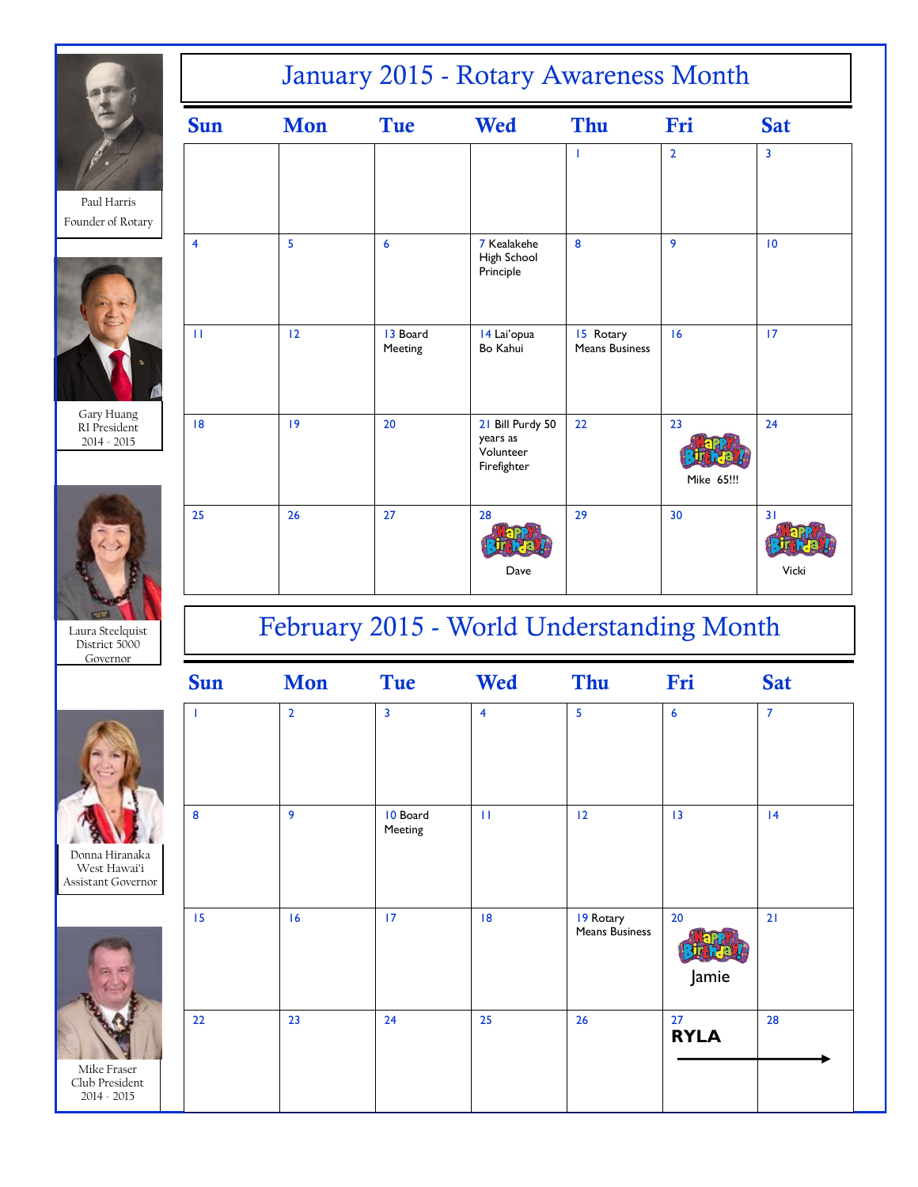Paul Harris
Founder of Rotary

Gary Huang
RI President
2014 - 2015

Laura Steelquist
District 5000
Governor

Donna Hiranaka
West Hawai'i
Assistant Governor

Mike Fraser
Club President
2014 - 2015

# January 2015 - Rotary Awareness Month

| Sun | Mon | Tue | Wed | Thu | Fri | Sat |
|---|---|---|---|---|---|---|
| | | | | 1 | 2 | 3 |
| 4 | 5 | 6 | 7 Kealakehe High School Principle | 8 | 9 | 10 |
| 11 | 12 | 13 Board Meeting | 14 Lai'opua Bo Kahui | 15 Rotary Means Business | 16 | 17 |
| 18 | 19 | 20 | 21 Bill Purdy 50 years as Volunteer Firefighter | 22 | 23 Happy Birthday! Mike 65!!! | 24 |
| 25 | 26 | 27 | 28 Happy Birthday! Dave | 29 | 30 | 31 Happy Birthday! Vicki |

# February 2015 - World Understanding Month

| Sun | Mon | Tue | Wed | Thu | Fri | Sat |
|---|---|---|---|---|---|---|
| 1 | 2 | 3 | 4 | 5 | 6 | 7 |
| 8 | 9 | 10 Board Meeting | 11 | 12 | 13 | 14 |
| 15 | 16 | 17 | 18 | 19 Rotary Means Business | 20 Happy Birthday! Jamie | 21 |
| 22 | 23 | 24 | 25 | 26 | 27 **RYLA** → | 28 → |